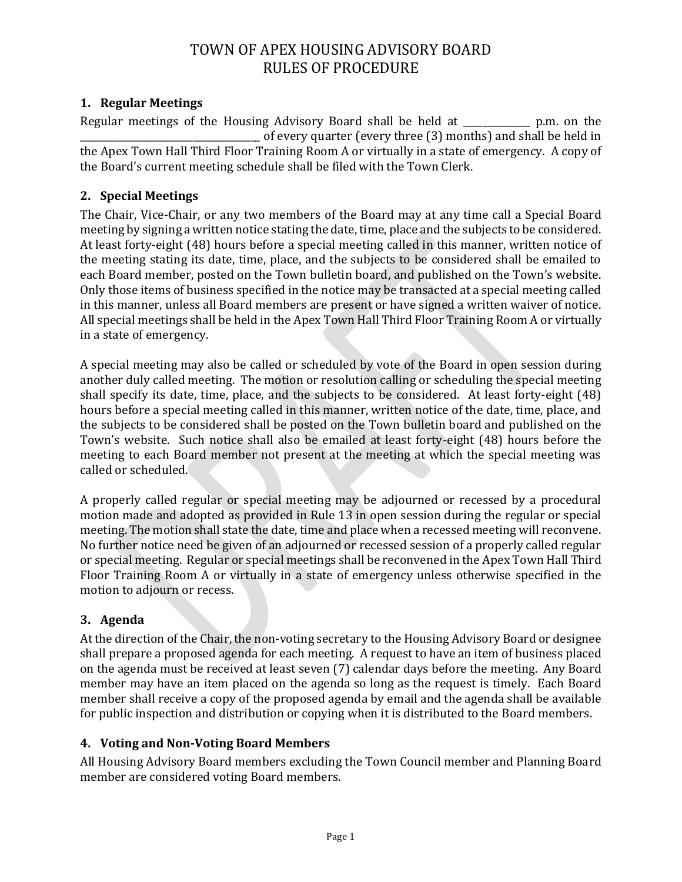# TOWN OF APEX HOUSING ADVISORY BOARD
# RULES OF PROCEDURE

## 1. Regular Meetings

Regular meetings of the Housing Advisory Board shall be held at _____________ p.m. on the ___________________________________ of every quarter (every three (3) months) and shall be held in the Apex Town Hall Third Floor Training Room A or virtually in a state of emergency. A copy of the Board's current meeting schedule shall be filed with the Town Clerk.

## 2. Special Meetings

The Chair, Vice-Chair, or any two members of the Board may at any time call a Special Board meeting by signing a written notice stating the date, time, place and the subjects to be considered. At least forty-eight (48) hours before a special meeting called in this manner, written notice of the meeting stating its date, time, place, and the subjects to be considered shall be emailed to each Board member, posted on the Town bulletin board, and published on the Town's website. Only those items of business specified in the notice may be transacted at a special meeting called in this manner, unless all Board members are present or have signed a written waiver of notice. All special meetings shall be held in the Apex Town Hall Third Floor Training Room A or virtually in a state of emergency.

A special meeting may also be called or scheduled by vote of the Board in open session during another duly called meeting. The motion or resolution calling or scheduling the special meeting shall specify its date, time, place, and the subjects to be considered. At least forty-eight (48) hours before a special meeting called in this manner, written notice of the date, time, place, and the subjects to be considered shall be posted on the Town bulletin board and published on the Town's website. Such notice shall also be emailed at least forty-eight (48) hours before the meeting to each Board member not present at the meeting at which the special meeting was called or scheduled.

A properly called regular or special meeting may be adjourned or recessed by a procedural motion made and adopted as provided in Rule 13 in open session during the regular or special meeting. The motion shall state the date, time and place when a recessed meeting will reconvene. No further notice need be given of an adjourned or recessed session of a properly called regular or special meeting. Regular or special meetings shall be reconvened in the Apex Town Hall Third Floor Training Room A or virtually in a state of emergency unless otherwise specified in the motion to adjourn or recess.

## 3. Agenda

At the direction of the Chair, the non-voting secretary to the Housing Advisory Board or designee shall prepare a proposed agenda for each meeting. A request to have an item of business placed on the agenda must be received at least seven (7) calendar days before the meeting. Any Board member may have an item placed on the agenda so long as the request is timely. Each Board member shall receive a copy of the proposed agenda by email and the agenda shall be available for public inspection and distribution or copying when it is distributed to the Board members.

## 4. Voting and Non-Voting Board Members

All Housing Advisory Board members excluding the Town Council member and Planning Board member are considered voting Board members.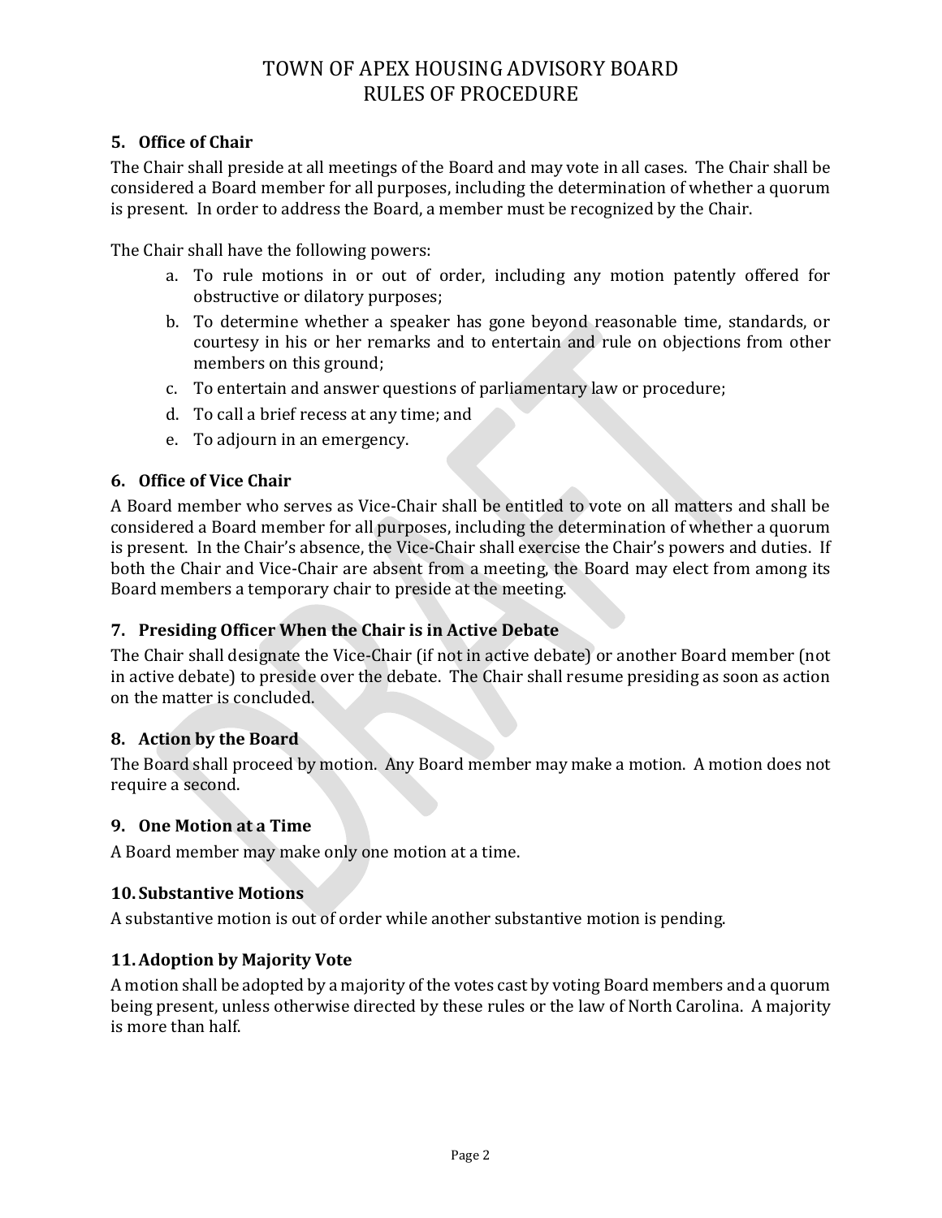### 5. Office of Chair

The Chair shall preside at all meetings of the Board and may vote in all cases. The Chair shall be considered a Board member for all purposes, including the determination of whether a quorum is present. In order to address the Board, a member must be recognized by the Chair.

The Chair shall have the following powers:

a. To rule motions in or out of order, including any motion patently offered for obstructive or dilatory purposes;
b. To determine whether a speaker has gone beyond reasonable time, standards, or courtesy in his or her remarks and to entertain and rule on objections from other members on this ground;
c. To entertain and answer questions of parliamentary law or procedure;
d. To call a brief recess at any time; and
e. To adjourn in an emergency.

### 6. Office of Vice Chair

A Board member who serves as Vice-Chair shall be entitled to vote on all matters and shall be considered a Board member for all purposes, including the determination of whether a quorum is present. In the Chair's absence, the Vice-Chair shall exercise the Chair's powers and duties. If both the Chair and Vice-Chair are absent from a meeting, the Board may elect from among its Board members a temporary chair to preside at the meeting.

### 7. Presiding Officer When the Chair is in Active Debate

The Chair shall designate the Vice-Chair (if not in active debate) or another Board member (not in active debate) to preside over the debate. The Chair shall resume presiding as soon as action on the matter is concluded.

### 8. Action by the Board

The Board shall proceed by motion. Any Board member may make a motion. A motion does not require a second.

### 9. One Motion at a Time

A Board member may make only one motion at a time.

### 10. Substantive Motions

A substantive motion is out of order while another substantive motion is pending.

### 11. Adoption by Majority Vote

A motion shall be adopted by a majority of the votes cast by voting Board members and a quorum being present, unless otherwise directed by these rules or the law of North Carolina. A majority is more than half.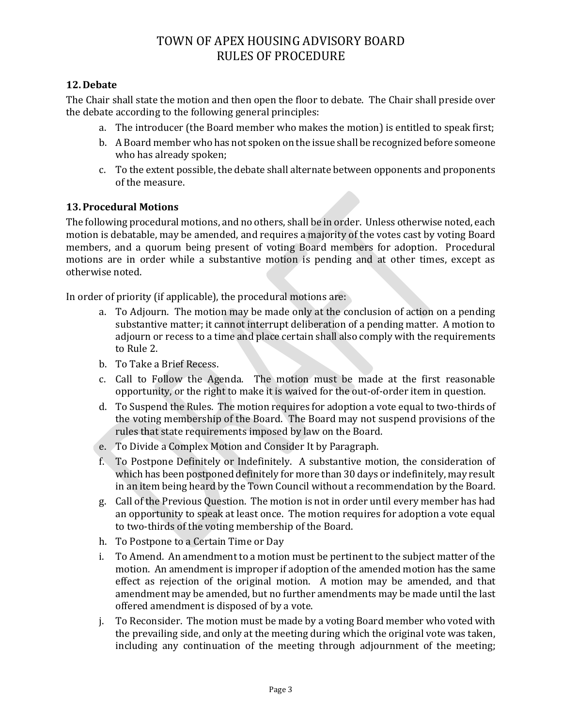# TOWN OF APEX HOUSING ADVISORY BOARD RULES OF PROCEDURE

### 12. Debate

The Chair shall state the motion and then open the floor to debate. The Chair shall preside over the debate according to the following general principles:

a. The introducer (the Board member who makes the motion) is entitled to speak first;
b. A Board member who has not spoken on the issue shall be recognized before someone who has already spoken;
c. To the extent possible, the debate shall alternate between opponents and proponents of the measure.

### 13. Procedural Motions

The following procedural motions, and no others, shall be in order. Unless otherwise noted, each motion is debatable, may be amended, and requires a majority of the votes cast by voting Board members, and a quorum being present of voting Board members for adoption. Procedural motions are in order while a substantive motion is pending and at other times, except as otherwise noted.

In order of priority (if applicable), the procedural motions are:

a. To Adjourn. The motion may be made only at the conclusion of action on a pending substantive matter; it cannot interrupt deliberation of a pending matter. A motion to adjourn or recess to a time and place certain shall also comply with the requirements to Rule 2.
b. To Take a Brief Recess.
c. Call to Follow the Agenda. The motion must be made at the first reasonable opportunity, or the right to make it is waived for the out-of-order item in question.
d. To Suspend the Rules. The motion requires for adoption a vote equal to two-thirds of the voting membership of the Board. The Board may not suspend provisions of the rules that state requirements imposed by law on the Board.
e. To Divide a Complex Motion and Consider It by Paragraph.
f. To Postpone Definitely or Indefinitely. A substantive motion, the consideration of which has been postponed definitely for more than 30 days or indefinitely, may result in an item being heard by the Town Council without a recommendation by the Board.
g. Call of the Previous Question. The motion is not in order until every member has had an opportunity to speak at least once. The motion requires for adoption a vote equal to two-thirds of the voting membership of the Board.
h. To Postpone to a Certain Time or Day
i. To Amend. An amendment to a motion must be pertinent to the subject matter of the motion. An amendment is improper if adoption of the amended motion has the same effect as rejection of the original motion. A motion may be amended, and that amendment may be amended, but no further amendments may be made until the last offered amendment is disposed of by a vote.
j. To Reconsider. The motion must be made by a voting Board member who voted with the prevailing side, and only at the meeting during which the original vote was taken, including any continuation of the meeting through adjournment of the meeting;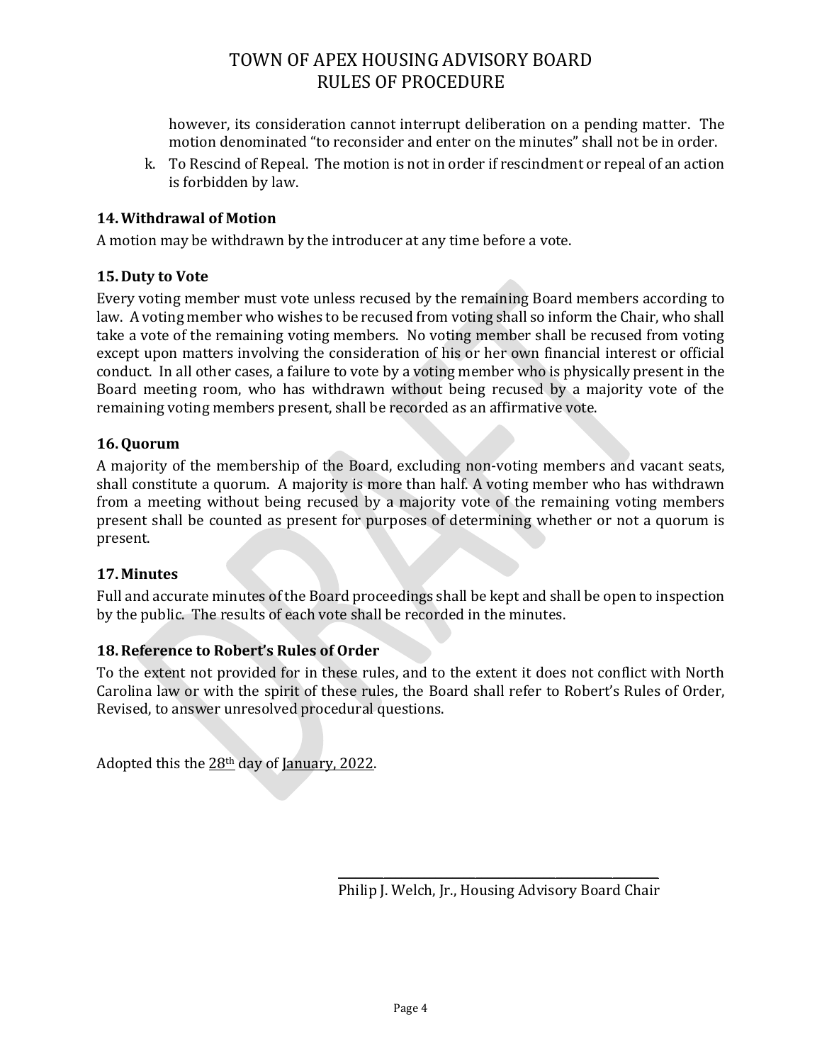however, its consideration cannot interrupt deliberation on a pending matter. The motion denominated "to reconsider and enter on the minutes" shall not be in order.

k. To Rescind of Repeal. The motion is not in order if rescindment or repeal of an action is forbidden by law.

### 14. Withdrawal of Motion

A motion may be withdrawn by the introducer at any time before a vote.

### 15. Duty to Vote

Every voting member must vote unless recused by the remaining Board members according to law. A voting member who wishes to be recused from voting shall so inform the Chair, who shall take a vote of the remaining voting members. No voting member shall be recused from voting except upon matters involving the consideration of his or her own financial interest or official conduct. In all other cases, a failure to vote by a voting member who is physically present in the Board meeting room, who has withdrawn without being recused by a majority vote of the remaining voting members present, shall be recorded as an affirmative vote.

### 16. Quorum

A majority of the membership of the Board, excluding non-voting members and vacant seats, shall constitute a quorum. A majority is more than half. A voting member who has withdrawn from a meeting without being recused by a majority vote of the remaining voting members present shall be counted as present for purposes of determining whether or not a quorum is present.

### 17. Minutes

Full and accurate minutes of the Board proceedings shall be kept and shall be open to inspection by the public. The results of each vote shall be recorded in the minutes.

### 18. Reference to Robert's Rules of Order

To the extent not provided for in these rules, and to the extent it does not conflict with North Carolina law or with the spirit of these rules, the Board shall refer to Robert's Rules of Order, Revised, to answer unresolved procedural questions.

Adopted this the 28th day of January, 2022.

\_\_\_\_\_\_\_\_\_\_\_\_\_\_\_\_\_\_\_\_\_\_\_\_\_\_\_\_\_\_\_\_\_\_\_\_\_\_\_\_

Philip J. Welch, Jr., Housing Advisory Board Chair